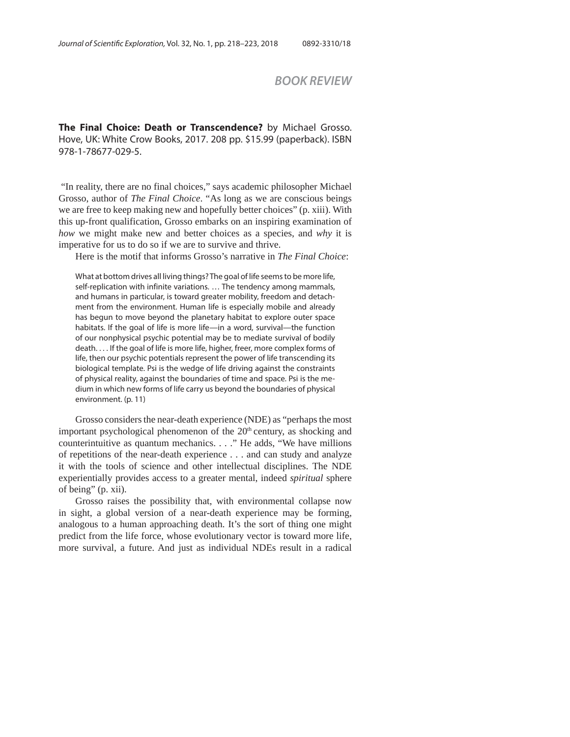## BOOK REVIEW

**The Final Choice: Death or Transcendence?** by Michael Grosso. Hove, UK: White Crow Books, 2017. 208 pp. $15.99 (paperback). ISBN 978-1-78677-029-5.

"In reality, there are no final choices," says academic philosopher Michael Grosso, author of *The Final Choice*. "As long as we are conscious beings we are free to keep making new and hopefully better choices" (p. xiii). With this up-front qualification, Grosso embarks on an inspiring examination of *how* we might make new and better choices as a species, and *why* it is imperative for us to do so if we are to survive and thrive.

Here is the motif that informs Grosso's narrative in *The Final Choice*:

> What at bottom drives all living things? The goal of life seems to be more life, self-replication with infinite variations. … The tendency among mammals, and humans in particular, is toward greater mobility, freedom and detachment from the environment. Human life is especially mobile and already has begun to move beyond the planetary habitat to explore outer space habitats. If the goal of life is more life—in a word, survival—the function of our nonphysical psychic potential may be to mediate survival of bodily death. . . . If the goal of life is more life, higher, freer, more complex forms of life, then our psychic potentials represent the power of life transcending its biological template. Psi is the wedge of life driving against the constraints of physical reality, against the boundaries of time and space. Psi is the medium in which new forms of life carry us beyond the boundaries of physical environment. (p. 11)

Grosso considers the near-death experience (NDE) as "perhaps the most important psychological phenomenon of the 20th century, as shocking and counterintuitive as quantum mechanics. . . ." He adds, "We have millions of repetitions of the near-death experience . . . and can study and analyze it with the tools of science and other intellectual disciplines. The NDE experientially provides access to a greater mental, indeed *spiritual* sphere of being" (p. xii).

Grosso raises the possibility that, with environmental collapse now in sight, a global version of a near-death experience may be forming, analogous to a human approaching death. It's the sort of thing one might predict from the life force, whose evolutionary vector is toward more life, more survival, a future. And just as individual NDEs result in a radical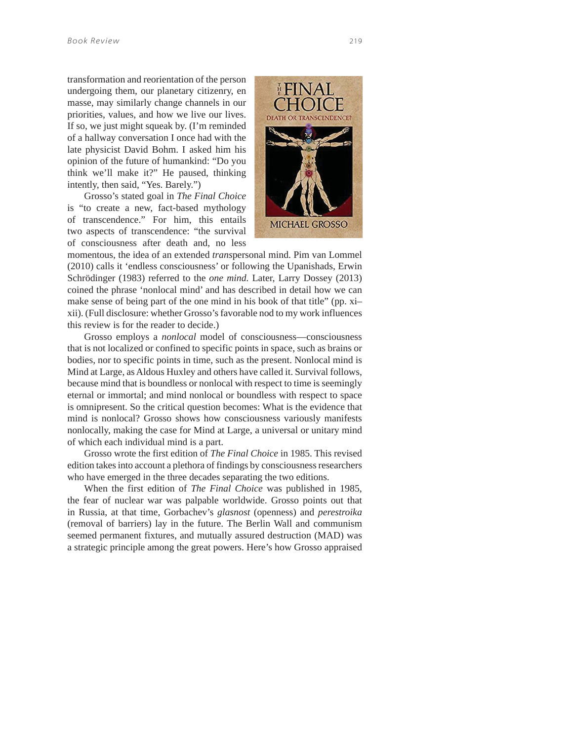transformation and reorientation of the person undergoing them, our planetary citizenry, en masse, may similarly change channels in our priorities, values, and how we live our lives. If so, we just might squeak by. (I'm reminded of a hallway conversation I once had with the late physicist David Bohm. I asked him his opinion of the future of humankind: "Do you think we'll make it?" He paused, thinking intently, then said, "Yes. Barely.")

Grosso's stated goal in *The Final Choice* is "to create a new, fact-based mythology of transcendence." For him, this entails two aspects of transcendence: "the survival of consciousness after death and, no less momentous, the idea of an extended *trans*personal mind. Pim van Lommel (2010) calls it 'endless consciousness' or following the Upanishads, Erwin Schrödinger (1983) referred to the *one mind.* Later, Larry Dossey (2013) coined the phrase 'nonlocal mind' and has described in detail how we can make sense of being part of the one mind in his book of that title" (pp. xi–xii). (Full disclosure: whether Grosso's favorable nod to my work influences this review is for the reader to decide.)

Grosso employs a *nonlocal* model of consciousness—consciousness that is not localized or confined to specific points in space, such as brains or bodies, nor to specific points in time, such as the present. Nonlocal mind is Mind at Large, as Aldous Huxley and others have called it. Survival follows, because mind that is boundless or nonlocal with respect to time is seemingly eternal or immortal; and mind nonlocal or boundless with respect to space is omnipresent. So the critical question becomes: What is the evidence that mind is nonlocal? Grosso shows how consciousness variously manifests nonlocally, making the case for Mind at Large, a universal or unitary mind of which each individual mind is a part.

Grosso wrote the first edition of *The Final Choice* in 1985. This revised edition takes into account a plethora of findings by consciousness researchers who have emerged in the three decades separating the two editions.

When the first edition of *The Final Choice* was published in 1985, the fear of nuclear war was palpable worldwide. Grosso points out that in Russia, at that time, Gorbachev's *glasnost* (openness) and *perestroika* (removal of barriers) lay in the future. The Berlin Wall and communism seemed permanent fixtures, and mutually assured destruction (MAD) was a strategic principle among the great powers. Here's how Grosso appraised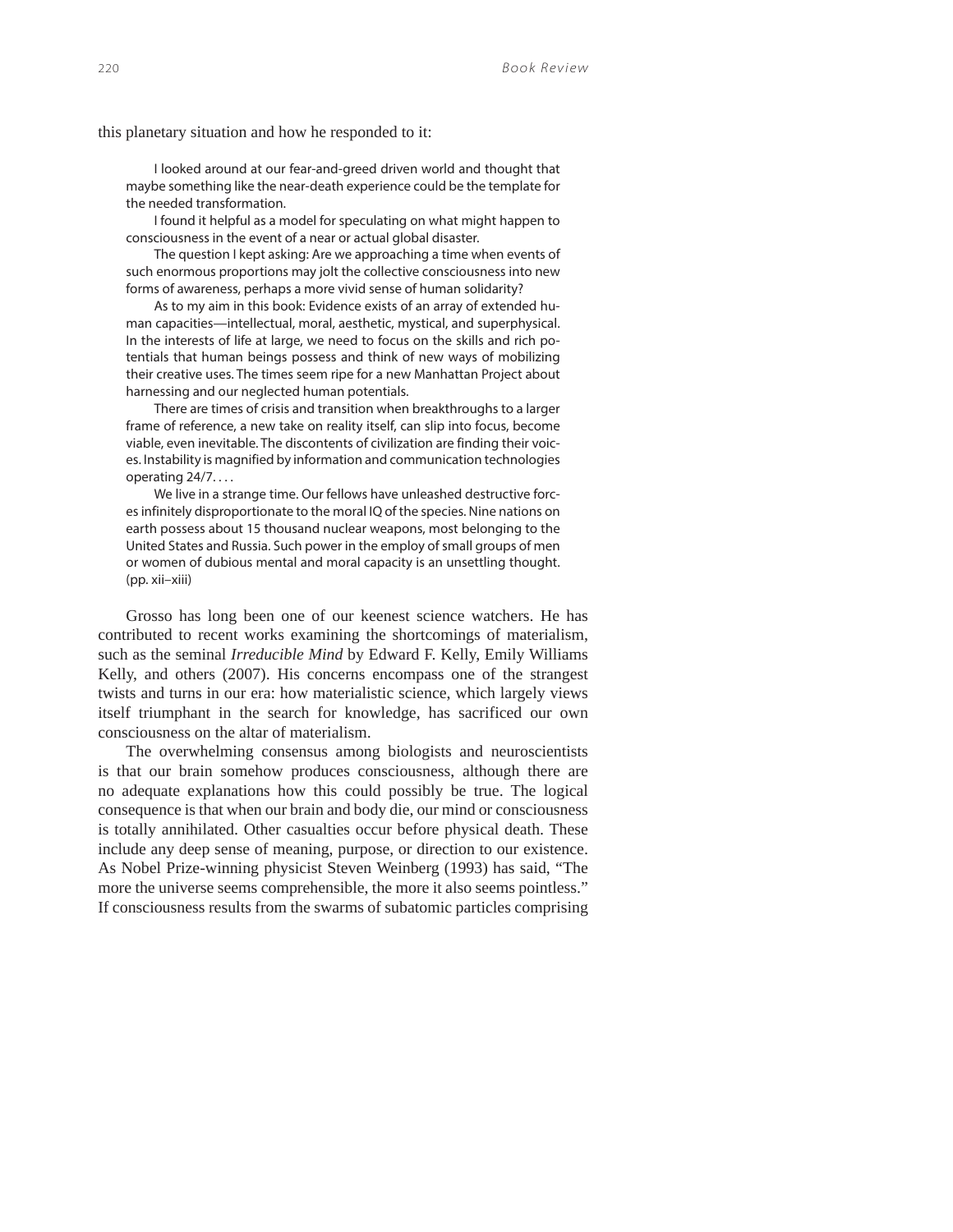this planetary situation and how he responded to it:

> I looked around at our fear-and-greed driven world and thought that maybe something like the near-death experience could be the template for the needed transformation.
>
> I found it helpful as a model for speculating on what might happen to consciousness in the event of a near or actual global disaster.
>
> The question I kept asking: Are we approaching a time when events of such enormous proportions may jolt the collective consciousness into new forms of awareness, perhaps a more vivid sense of human solidarity?
>
> As to my aim in this book: Evidence exists of an array of extended human capacities—intellectual, moral, aesthetic, mystical, and superphysical. In the interests of life at large, we need to focus on the skills and rich potentials that human beings possess and think of new ways of mobilizing their creative uses. The times seem ripe for a new Manhattan Project about harnessing and our neglected human potentials.
>
> There are times of crisis and transition when breakthroughs to a larger frame of reference, a new take on reality itself, can slip into focus, become viable, even inevitable. The discontents of civilization are finding their voices. Instability is magnified by information and communication technologies operating 24/7. . . .
>
> We live in a strange time. Our fellows have unleashed destructive forces infinitely disproportionate to the moral IQ of the species. Nine nations on earth possess about 15 thousand nuclear weapons, most belonging to the United States and Russia. Such power in the employ of small groups of men or women of dubious mental and moral capacity is an unsettling thought. (pp. xii–xiii)

Grosso has long been one of our keenest science watchers. He has contributed to recent works examining the shortcomings of materialism, such as the seminal *Irreducible Mind* by Edward F. Kelly, Emily Williams Kelly, and others (2007). His concerns encompass one of the strangest twists and turns in our era: how materialistic science, which largely views itself triumphant in the search for knowledge, has sacrificed our own consciousness on the altar of materialism.

The overwhelming consensus among biologists and neuroscientists is that our brain somehow produces consciousness, although there are no adequate explanations how this could possibly be true. The logical consequence is that when our brain and body die, our mind or consciousness is totally annihilated. Other casualties occur before physical death. These include any deep sense of meaning, purpose, or direction to our existence. As Nobel Prize-winning physicist Steven Weinberg (1993) has said, "The more the universe seems comprehensible, the more it also seems pointless." If consciousness results from the swarms of subatomic particles comprising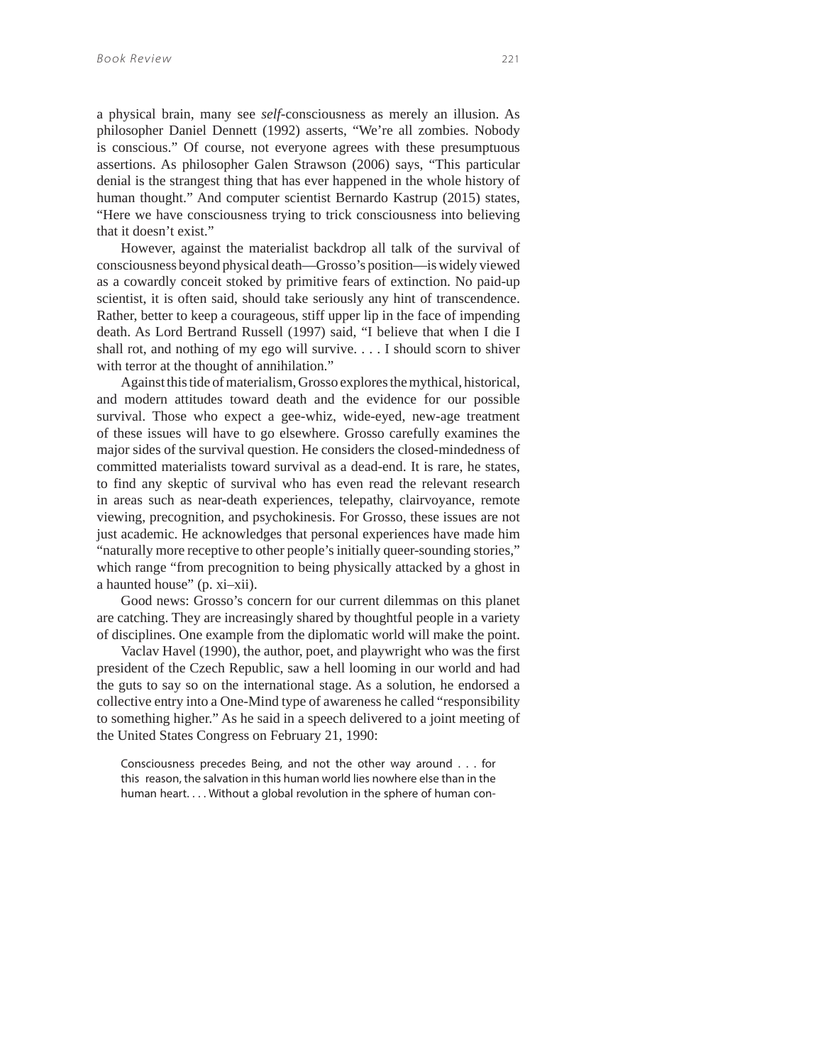a physical brain, many see *self*-consciousness as merely an illusion. As philosopher Daniel Dennett (1992) asserts, "We're all zombies. Nobody is conscious." Of course, not everyone agrees with these presumptuous assertions. As philosopher Galen Strawson (2006) says, "This particular denial is the strangest thing that has ever happened in the whole history of human thought." And computer scientist Bernardo Kastrup (2015) states, "Here we have consciousness trying to trick consciousness into believing that it doesn't exist."

However, against the materialist backdrop all talk of the survival of consciousness beyond physical death—Grosso's position—is widely viewed as a cowardly conceit stoked by primitive fears of extinction. No paid-up scientist, it is often said, should take seriously any hint of transcendence. Rather, better to keep a courageous, stiff upper lip in the face of impending death. As Lord Bertrand Russell (1997) said, "I believe that when I die I shall rot, and nothing of my ego will survive. . . . I should scorn to shiver with terror at the thought of annihilation."

Against this tide of materialism, Grosso explores the mythical, historical, and modern attitudes toward death and the evidence for our possible survival. Those who expect a gee-whiz, wide-eyed, new-age treatment of these issues will have to go elsewhere. Grosso carefully examines the major sides of the survival question. He considers the closed-mindedness of committed materialists toward survival as a dead-end. It is rare, he states, to find any skeptic of survival who has even read the relevant research in areas such as near-death experiences, telepathy, clairvoyance, remote viewing, precognition, and psychokinesis. For Grosso, these issues are not just academic. He acknowledges that personal experiences have made him "naturally more receptive to other people's initially queer-sounding stories," which range "from precognition to being physically attacked by a ghost in a haunted house" (p. xi–xii).

Good news: Grosso's concern for our current dilemmas on this planet are catching. They are increasingly shared by thoughtful people in a variety of disciplines. One example from the diplomatic world will make the point.

Vaclav Havel (1990), the author, poet, and playwright who was the first president of the Czech Republic, saw a hell looming in our world and had the guts to say so on the international stage. As a solution, he endorsed a collective entry into a One-Mind type of awareness he called "responsibility to something higher." As he said in a speech delivered to a joint meeting of the United States Congress on February 21, 1990:

> Consciousness precedes Being, and not the other way around . . . for this reason, the salvation in this human world lies nowhere else than in the human heart. . . . Without a global revolution in the sphere of human con-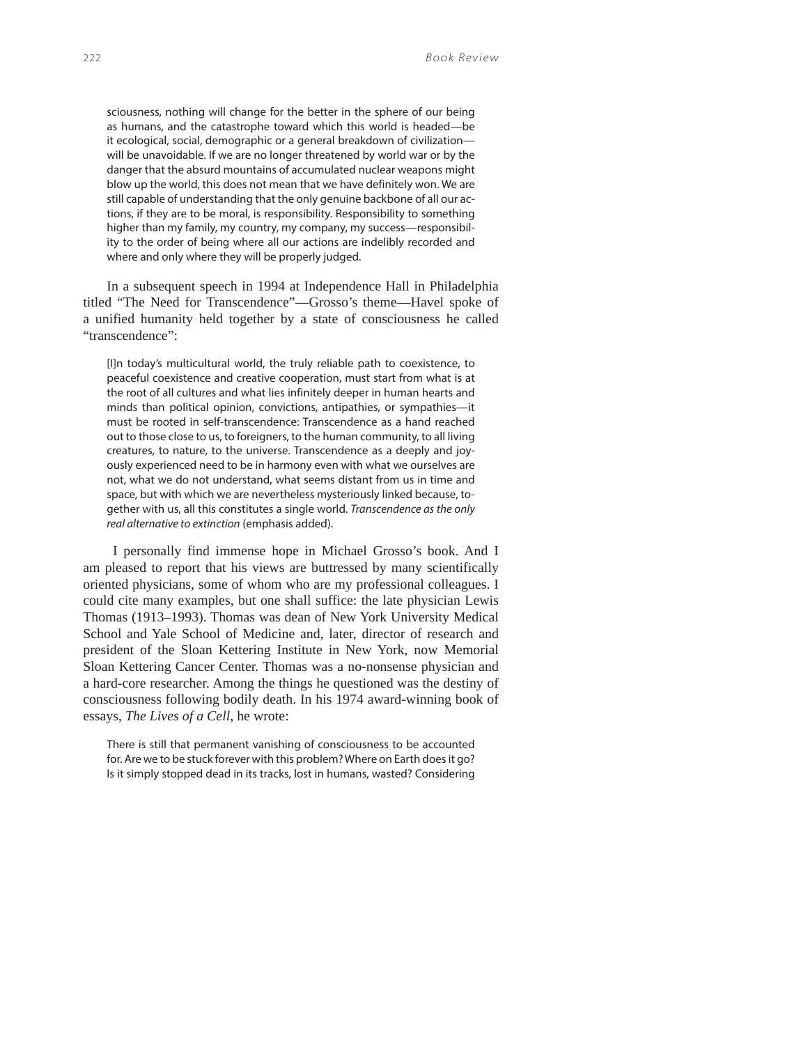sciousness, nothing will change for the better in the sphere of our being as humans, and the catastrophe toward which this world is headed—be it ecological, social, demographic or a general breakdown of civilization—will be unavoidable. If we are no longer threatened by world war or by the danger that the absurd mountains of accumulated nuclear weapons might blow up the world, this does not mean that we have definitely won. We are still capable of understanding that the only genuine backbone of all our actions, if they are to be moral, is responsibility. Responsibility to something higher than my family, my country, my company, my success—responsibility to the order of being where all our actions are indelibly recorded and where and only where they will be properly judged.

In a subsequent speech in 1994 at Independence Hall in Philadelphia titled "The Need for Transcendence"—Grosso's theme—Havel spoke of a unified humanity held together by a state of consciousness he called "transcendence":

> [I]n today's multicultural world, the truly reliable path to coexistence, to peaceful coexistence and creative cooperation, must start from what is at the root of all cultures and what lies infinitely deeper in human hearts and minds than political opinion, convictions, antipathies, or sympathies—it must be rooted in self-transcendence: Transcendence as a hand reached out to those close to us, to foreigners, to the human community, to all living creatures, to nature, to the universe. Transcendence as a deeply and joyously experienced need to be in harmony even with what we ourselves are not, what we do not understand, what seems distant from us in time and space, but with which we are nevertheless mysteriously linked because, together with us, all this constitutes a single world. *Transcendence as the only real alternative to extinction* (emphasis added).

I personally find immense hope in Michael Grosso's book. And I am pleased to report that his views are buttressed by many scientifically oriented physicians, some of whom who are my professional colleagues. I could cite many examples, but one shall suffice: the late physician Lewis Thomas (1913–1993). Thomas was dean of New York University Medical School and Yale School of Medicine and, later, director of research and president of the Sloan Kettering Institute in New York, now Memorial Sloan Kettering Cancer Center. Thomas was a no-nonsense physician and a hard-core researcher. Among the things he questioned was the destiny of consciousness following bodily death. In his 1974 award-winning book of essays, *The Lives of a Cell*, he wrote:

> There is still that permanent vanishing of consciousness to be accounted for. Are we to be stuck forever with this problem? Where on Earth does it go? Is it simply stopped dead in its tracks, lost in humans, wasted? Considering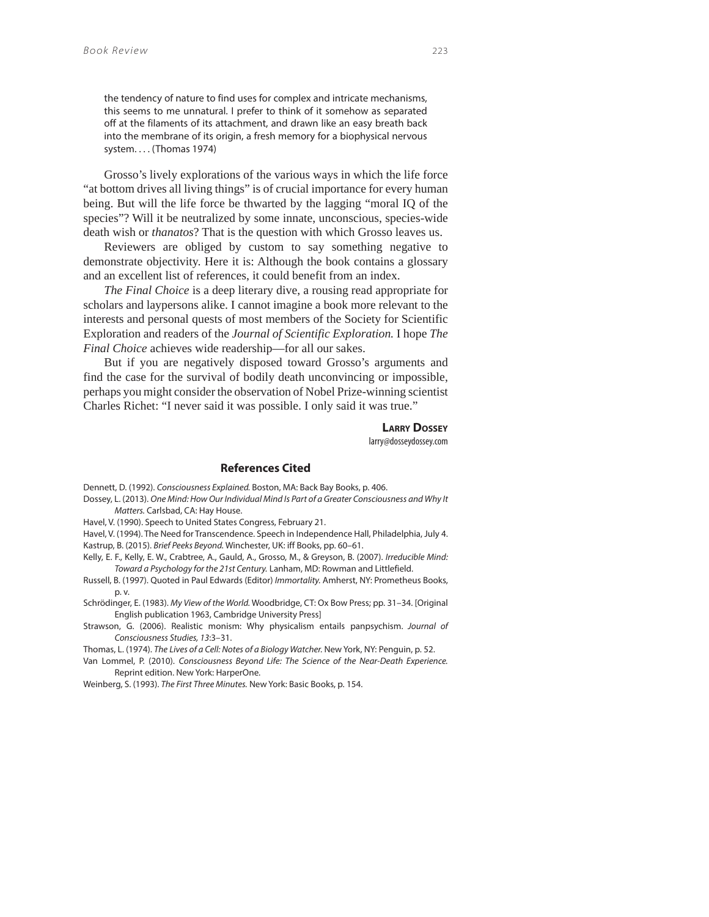> the tendency of nature to find uses for complex and intricate mechanisms, this seems to me unnatural. I prefer to think of it somehow as separated off at the filaments of its attachment, and drawn like an easy breath back into the membrane of its origin, a fresh memory for a biophysical nervous system. . . . (Thomas 1974)

Grosso's lively explorations of the various ways in which the life force "at bottom drives all living things" is of crucial importance for every human being. But will the life force be thwarted by the lagging "moral IQ of the species"? Will it be neutralized by some innate, unconscious, species-wide death wish or *thanatos*? That is the question with which Grosso leaves us.

Reviewers are obliged by custom to say something negative to demonstrate objectivity. Here it is: Although the book contains a glossary and an excellent list of references, it could benefit from an index.

*The Final Choice* is a deep literary dive, a rousing read appropriate for scholars and laypersons alike. I cannot imagine a book more relevant to the interests and personal quests of most members of the Society for Scientific Exploration and readers of the *Journal of Scientific Exploration.* I hope *The Final Choice* achieves wide readership—for all our sakes.

But if you are negatively disposed toward Grosso's arguments and find the case for the survival of bodily death unconvincing or impossible, perhaps you might consider the observation of Nobel Prize-winning scientist Charles Richet: "I never said it was possible. I only said it was true."

**Larry Dossey**
larry@dosseydossey.com

## References Cited

Dennett, D. (1992). *Consciousness Explained.* Boston, MA: Back Bay Books, p. 406.

Dossey, L. (2013). *One Mind: How Our Individual Mind Is Part of a Greater Consciousness and Why It Matters.* Carlsbad, CA: Hay House.

Havel, V. (1990). Speech to United States Congress, February 21.

Havel, V. (1994). The Need for Transcendence. Speech in Independence Hall, Philadelphia, July 4.

Kastrup, B. (2015). *Brief Peeks Beyond.* Winchester, UK: iff Books, pp. 60–61.

Kelly, E. F., Kelly, E. W., Crabtree, A., Gauld, A., Grosso, M., & Greyson, B. (2007). *Irreducible Mind: Toward a Psychology for the 21st Century.* Lanham, MD: Rowman and Littlefield.

Russell, B. (1997). Quoted in Paul Edwards (Editor) *Immortality.* Amherst, NY: Prometheus Books, p. v.

Schrödinger, E. (1983). *My View of the World.* Woodbridge, CT: Ox Bow Press; pp. 31–34. [Original English publication 1963, Cambridge University Press]

Strawson, G. (2006). Realistic monism: Why physicalism entails panpsychism. *Journal of Consciousness Studies, 13*:3–31.

Thomas, L. (1974). *The Lives of a Cell: Notes of a Biology Watcher.* New York, NY: Penguin, p. 52.

Van Lommel, P. (2010). *Consciousness Beyond Life: The Science of the Near-Death Experience.* Reprint edition. New York: HarperOne.

Weinberg, S. (1993). *The First Three Minutes.* New York: Basic Books, p. 154.